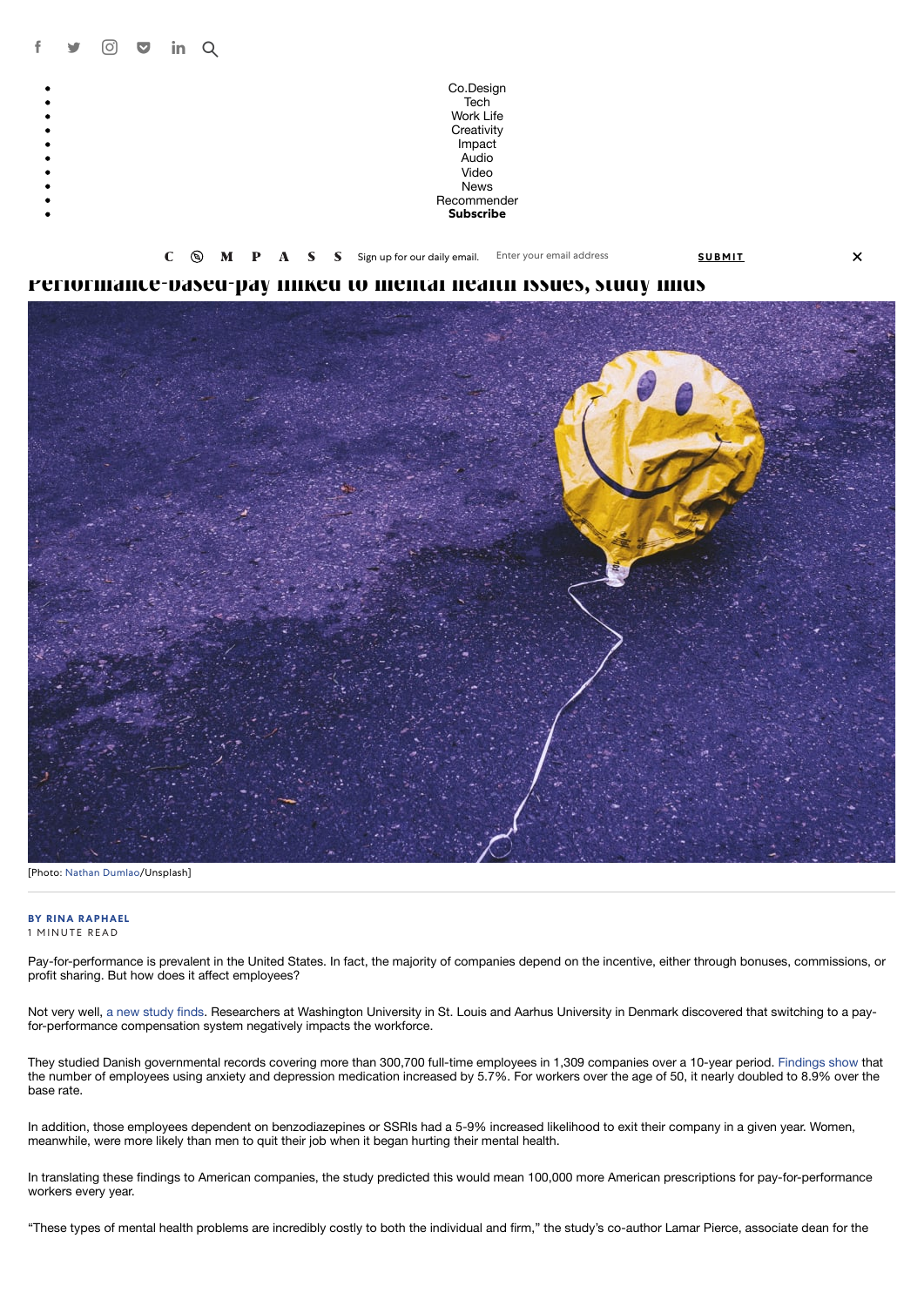- Co.Design
- Tech
- Work Life
- Creativity
- Impact
- Audio
- Video
- News
- Recommender
- **Subscribe**

COMPASS Sign up for our daily email. Enter your email address SUBMIT

# Performance-based-pay linked to mental health issues, study finds

[Photo: Nathan Dumlao/Unsplash]

**BY RINA RAPHAEL**

1 MINUTE READ

Pay-for-performance is prevalent in the United States. In fact, the majority of companies depend on the incentive, either through bonuses, commissions, or profit sharing. But how does it affect employees?

Not very well, a new study finds. Researchers at Washington University in St. Louis and Aarhus University in Denmark discovered that switching to a pay-for-performance compensation system negatively impacts the workforce.

They studied Danish governmental records covering more than 300,700 full-time employees in 1,309 companies over a 10-year period. Findings show that the number of employees using anxiety and depression medication increased by 5.7%. For workers over the age of 50, it nearly doubled to 8.9% over the base rate.

In addition, those employees dependent on benzodiazepines or SSRIs had a 5-9% increased likelihood to exit their company in a given year. Women, meanwhile, were more likely than men to quit their job when it began hurting their mental health.

In translating these findings to American companies, the study predicted this would mean 100,000 more American prescriptions for pay-for-performance workers every year.

"These types of mental health problems are incredibly costly to both the individual and firm," the study's co-author Lamar Pierce, associate dean for the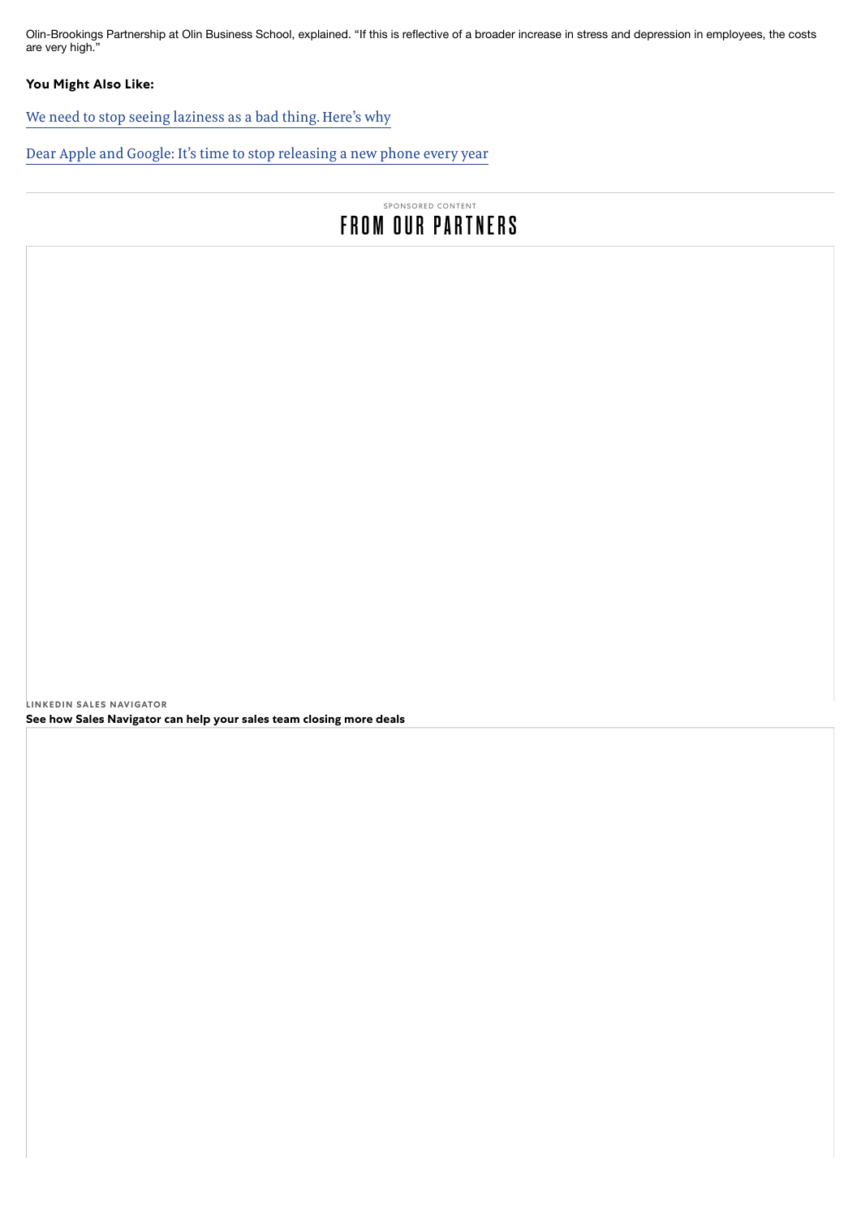Olin-Brookings Partnership at Olin Business School, explained. "If this is reflective of a broader increase in stress and depression in employees, the costs are very high."

**You Might Also Like:**

We need to stop seeing laziness as a bad thing. Here's why

Dear Apple and Google: It's time to stop releasing a new phone every year

SPONSORED CONTENT

## FROM OUR PARTNERS

LINKEDIN SALES NAVIGATOR

**See how Sales Navigator can help your sales team closing more deals**